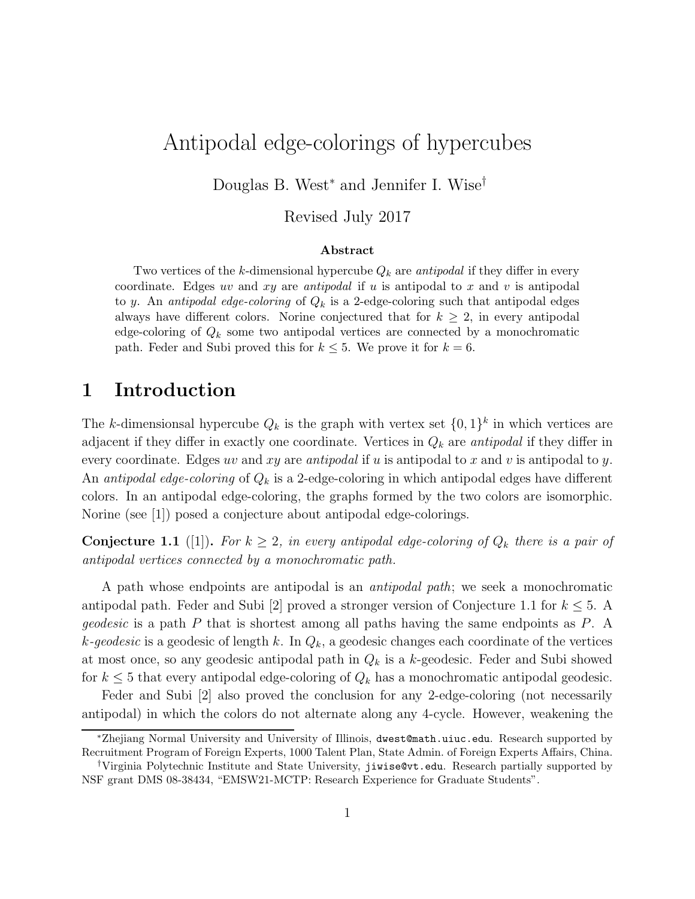# Antipodal edge-colorings of hypercubes

Douglas B. West* and Jennifer I. Wise†

Revised July 2017

### Abstract

Two vertices of the $k$-dimensional hypercube $Q_k$ are *antipodal* if they differ in every coordinate. Edges $uv$ and $xy$ are *antipodal* if $u$ is antipodal to $x$ and $v$ is antipodal to $y$. An *antipodal edge-coloring* of $Q_k$ is a 2-edge-coloring such that antipodal edges always have different colors. Norine conjectured that for $k \geq 2$, in every antipodal edge-coloring of $Q_k$ some two antipodal vertices are connected by a monochromatic path. Feder and Subi proved this for $k \leq 5$. We prove it for $k = 6$.

## 1 Introduction

The $k$-dimensionsal hypercube $Q_k$ is the graph with vertex set $\{0,1\}^k$ in which vertices are adjacent if they differ in exactly one coordinate. Vertices in $Q_k$ are *antipodal* if they differ in every coordinate. Edges $uv$ and $xy$ are *antipodal* if $u$ is antipodal to $x$ and $v$ is antipodal to $y$. An *antipodal edge-coloring* of $Q_k$ is a 2-edge-coloring in which antipodal edges have different colors. In an antipodal edge-coloring, the graphs formed by the two colors are isomorphic. Norine (see [1]) posed a conjecture about antipodal edge-colorings.

**Conjecture 1.1** ([1]). *For $k \geq 2$, in every antipodal edge-coloring of $Q_k$ there is a pair of antipodal vertices connected by a monochromatic path.*

A path whose endpoints are antipodal is an *antipodal path*; we seek a monochromatic antipodal path. Feder and Subi [2] proved a stronger version of Conjecture 1.1 for $k \leq 5$. A *geodesic* is a path $P$ that is shortest among all paths having the same endpoints as $P$. A $k$-*geodesic* is a geodesic of length $k$. In $Q_k$, a geodesic changes each coordinate of the vertices at most once, so any geodesic antipodal path in $Q_k$ is a $k$-geodesic. Feder and Subi showed for $k \leq 5$ that every antipodal edge-coloring of $Q_k$ has a monochromatic antipodal geodesic.

Feder and Subi [2] also proved the conclusion for any 2-edge-coloring (not necessarily antipodal) in which the colors do not alternate along any 4-cycle. However, weakening the

*Zhejiang Normal University and University of Illinois, dwest@math.uiuc.edu. Research supported by Recruitment Program of Foreign Experts, 1000 Talent Plan, State Admin. of Foreign Experts Affairs, China.

†Virginia Polytechnic Institute and State University, jiwise@vt.edu. Research partially supported by NSF grant DMS 08-38434, "EMSW21-MCTP: Research Experience for Graduate Students".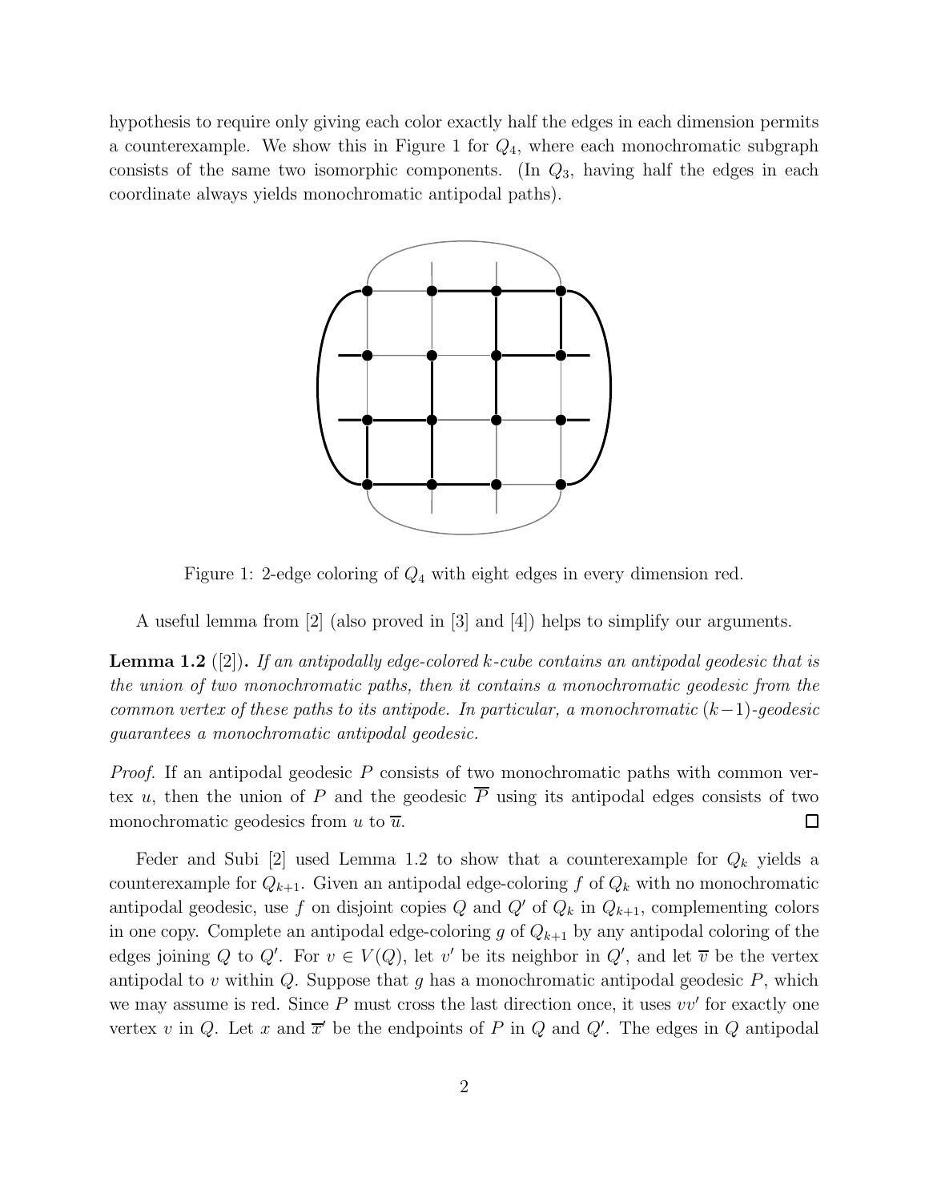hypothesis to require only giving each color exactly half the edges in each dimension permits a counterexample. We show this in Figure 1 for $Q_4$, where each monochromatic subgraph consists of the same two isomorphic components. (In $Q_3$, having half the edges in each coordinate always yields monochromatic antipodal paths).

Figure 1: 2-edge coloring of $Q_4$ with eight edges in every dimension red.

A useful lemma from [2] (also proved in [3] and [4]) helps to simplify our arguments.

**Lemma 1.2** ([2]). *If an antipodally edge-colored $k$-cube contains an antipodal geodesic that is the union of two monochromatic paths, then it contains a monochromatic geodesic from the common vertex of these paths to its antipode. In particular, a monochromatic $(k-1)$-geodesic guarantees a monochromatic antipodal geodesic.*

*Proof.* If an antipodal geodesic $P$ consists of two monochromatic paths with common vertex $u$, then the union of $P$ and the geodesic $\overline{P}$ using its antipodal edges consists of two monochromatic geodesics from $u$ to $\overline{u}$. $\square$

Feder and Subi [2] used Lemma 1.2 to show that a counterexample for $Q_k$ yields a counterexample for $Q_{k+1}$. Given an antipodal edge-coloring $f$ of $Q_k$ with no monochromatic antipodal geodesic, use $f$ on disjoint copies $Q$ and $Q'$ of $Q_k$ in $Q_{k+1}$, complementing colors in one copy. Complete an antipodal edge-coloring $g$ of $Q_{k+1}$ by any antipodal coloring of the edges joining $Q$ to $Q'$. For $v \in V(Q)$, let $v'$ be its neighbor in $Q'$, and let $\overline{v}$ be the vertex antipodal to $v$ within $Q$. Suppose that $g$ has a monochromatic antipodal geodesic $P$, which we may assume is red. Since $P$ must cross the last direction once, it uses $vv'$ for exactly one vertex $v$ in $Q$. Let $x$ and $\overline{x}'$ be the endpoints of $P$ in $Q$ and $Q'$. The edges in $Q$ antipodal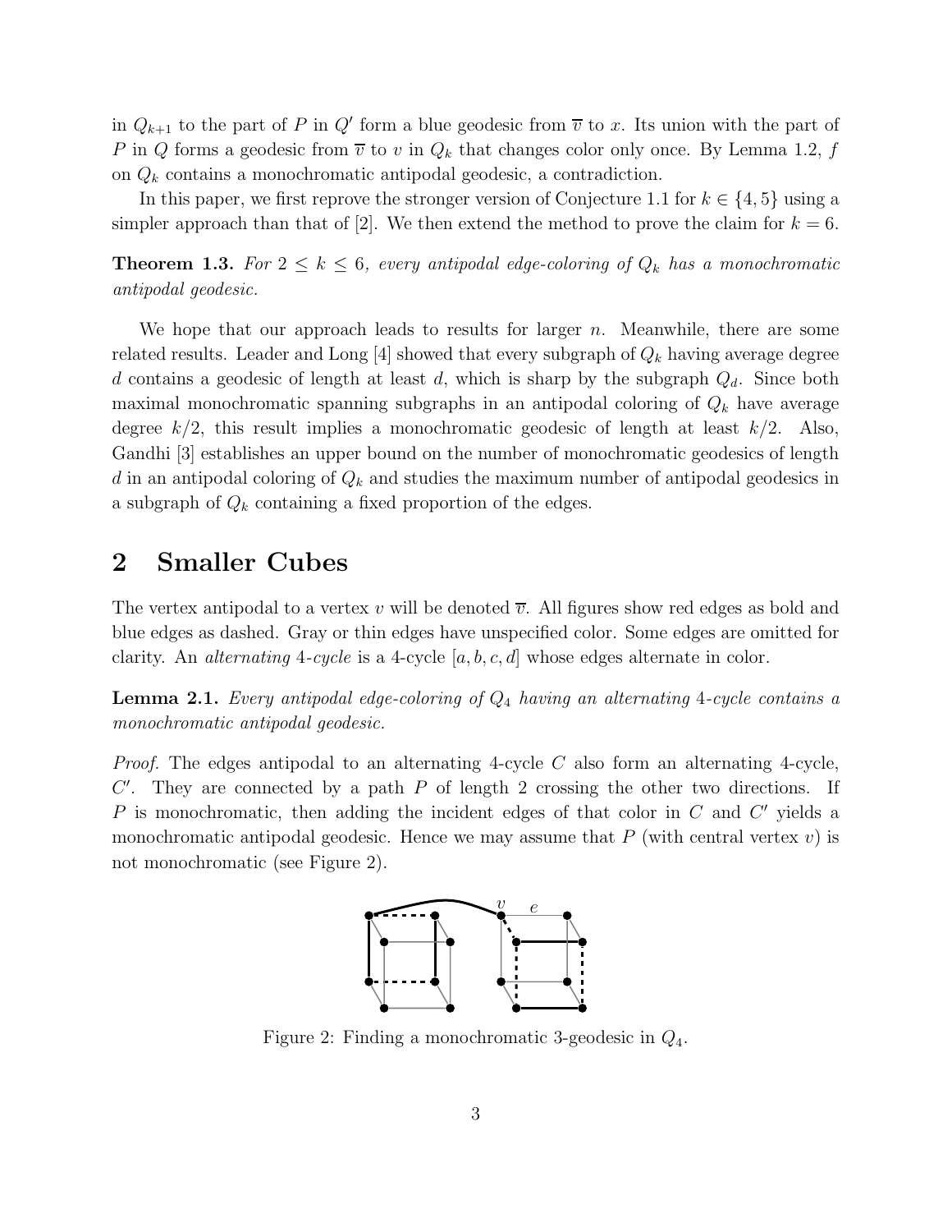in $Q_{k+1}$ to the part of $P$ in $Q'$ form a blue geodesic from $\overline{v}$ to $x$. Its union with the part of $P$ in $Q$ forms a geodesic from $\overline{v}$ to $v$ in $Q_k$ that changes color only once. By Lemma 1.2, $f$ on $Q_k$ contains a monochromatic antipodal geodesic, a contradiction.

In this paper, we first reprove the stronger version of Conjecture 1.1 for $k \in \{4, 5\}$ using a simpler approach than that of [2]. We then extend the method to prove the claim for $k = 6$.

**Theorem 1.3.** *For $2 \le k \le 6$, every antipodal edge-coloring of $Q_k$ has a monochromatic antipodal geodesic.*

We hope that our approach leads to results for larger $n$. Meanwhile, there are some related results. Leader and Long [4] showed that every subgraph of $Q_k$ having average degree $d$ contains a geodesic of length at least $d$, which is sharp by the subgraph $Q_d$. Since both maximal monochromatic spanning subgraphs in an antipodal coloring of $Q_k$ have average degree $k/2$, this result implies a monochromatic geodesic of length at least $k/2$. Also, Gandhi [3] establishes an upper bound on the number of monochromatic geodesics of length $d$ in an antipodal coloring of $Q_k$ and studies the maximum number of antipodal geodesics in a subgraph of $Q_k$ containing a fixed proportion of the edges.

## 2 Smaller Cubes

The vertex antipodal to a vertex $v$ will be denoted $\overline{v}$. All figures show red edges as bold and blue edges as dashed. Gray or thin edges have unspecified color. Some edges are omitted for clarity. An *alternating* 4*-cycle* is a 4-cycle $[a, b, c, d]$ whose edges alternate in color.

**Lemma 2.1.** *Every antipodal edge-coloring of $Q_4$ having an alternating 4-cycle contains a monochromatic antipodal geodesic.*

*Proof.* The edges antipodal to an alternating 4-cycle $C$ also form an alternating 4-cycle, $C'$. They are connected by a path $P$ of length 2 crossing the other two directions. If $P$ is monochromatic, then adding the incident edges of that color in $C$ and $C'$ yields a monochromatic antipodal geodesic. Hence we may assume that $P$ (with central vertex $v$) is not monochromatic (see Figure 2).

Figure 2: Finding a monochromatic 3-geodesic in $Q_4$.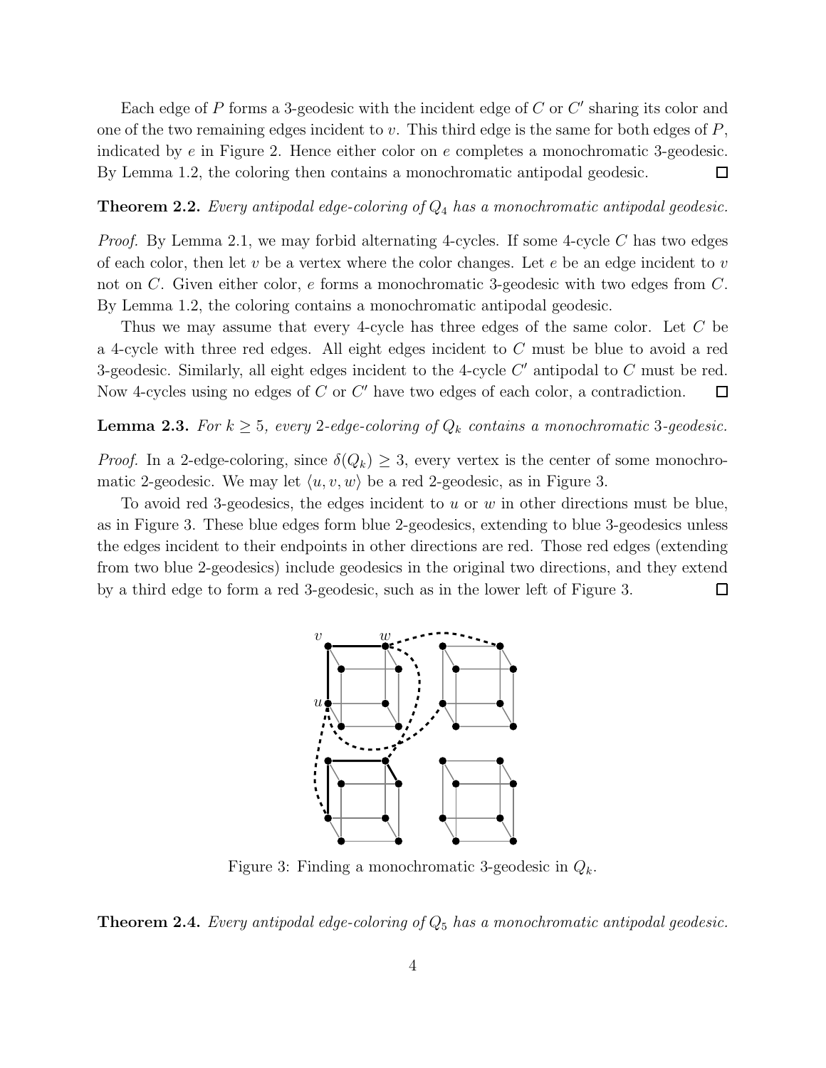Each edge of $P$ forms a 3-geodesic with the incident edge of $C$ or $C'$ sharing its color and one of the two remaining edges incident to $v$. This third edge is the same for both edges of $P$, indicated by $e$ in Figure 2. Hence either color on $e$ completes a monochromatic 3-geodesic. By Lemma 1.2, the coloring then contains a monochromatic antipodal geodesic. □

**Theorem 2.2.** *Every antipodal edge-coloring of $Q_4$ has a monochromatic antipodal geodesic.*

*Proof.* By Lemma 2.1, we may forbid alternating 4-cycles. If some 4-cycle $C$ has two edges of each color, then let $v$ be a vertex where the color changes. Let $e$ be an edge incident to $v$ not on $C$. Given either color, $e$ forms a monochromatic 3-geodesic with two edges from $C$. By Lemma 1.2, the coloring contains a monochromatic antipodal geodesic.

Thus we may assume that every 4-cycle has three edges of the same color. Let $C$ be a 4-cycle with three red edges. All eight edges incident to $C$ must be blue to avoid a red 3-geodesic. Similarly, all eight edges incident to the 4-cycle $C'$ antipodal to $C$ must be red. Now 4-cycles using no edges of $C$ or $C'$ have two edges of each color, a contradiction. □

**Lemma 2.3.** *For $k \geq 5$, every 2-edge-coloring of $Q_k$ contains a monochromatic 3-geodesic.*

*Proof.* In a 2-edge-coloring, since $\delta(Q_k) \geq 3$, every vertex is the center of some monochromatic 2-geodesic. We may let $\langle u, v, w \rangle$ be a red 2-geodesic, as in Figure 3.

To avoid red 3-geodesics, the edges incident to $u$ or $w$ in other directions must be blue, as in Figure 3. These blue edges form blue 2-geodesics, extending to blue 3-geodesics unless the edges incident to their endpoints in other directions are red. Those red edges (extending from two blue 2-geodesics) include geodesics in the original two directions, and they extend by a third edge to form a red 3-geodesic, such as in the lower left of Figure 3. □

Figure 3: Finding a monochromatic 3-geodesic in $Q_k$.

**Theorem 2.4.** *Every antipodal edge-coloring of $Q_5$ has a monochromatic antipodal geodesic.*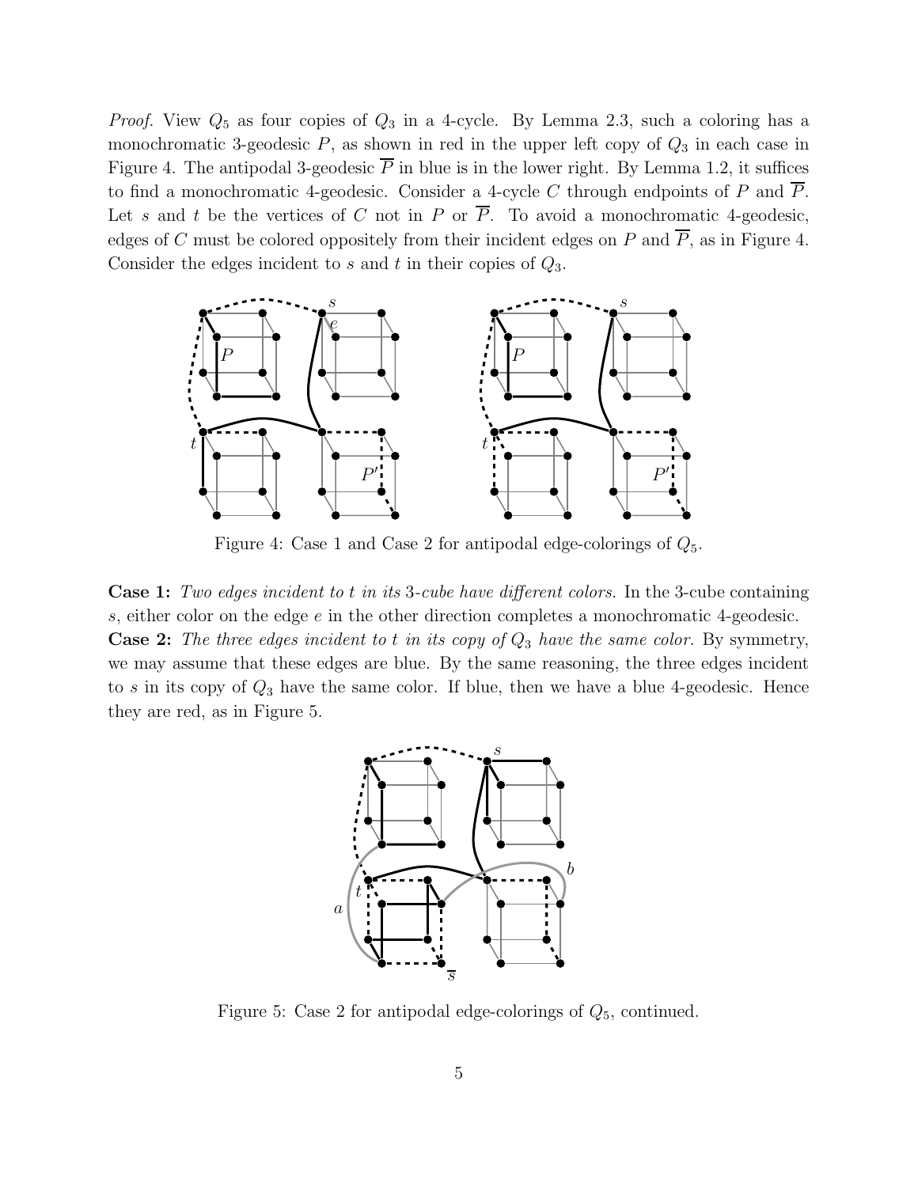*Proof.* View $Q_5$ as four copies of $Q_3$ in a 4-cycle. By Lemma 2.3, such a coloring has a monochromatic 3-geodesic $P$, as shown in red in the upper left copy of $Q_3$ in each case in Figure 4. The antipodal 3-geodesic $\overline{P}$ in blue is in the lower right. By Lemma 1.2, it suffices to find a monochromatic 4-geodesic. Consider a 4-cycle $C$ through endpoints of $P$ and $\overline{P}$. Let $s$ and $t$ be the vertices of $C$ not in $P$ or $\overline{P}$. To avoid a monochromatic 4-geodesic, edges of $C$ must be colored oppositely from their incident edges on $P$ and $\overline{P}$, as in Figure 4. Consider the edges incident to $s$ and $t$ in their copies of $Q_3$.

Figure 4: Case 1 and Case 2 for antipodal edge-colorings of $Q_5$.

**Case 1:** *Two edges incident to $t$ in its 3-cube have different colors.* In the 3-cube containing $s$, either color on the edge $e$ in the other direction completes a monochromatic 4-geodesic.

**Case 2:** *The three edges incident to $t$ in its copy of $Q_3$ have the same color.* By symmetry, we may assume that these edges are blue. By the same reasoning, the three edges incident to $s$ in its copy of $Q_3$ have the same color. If blue, then we have a blue 4-geodesic. Hence they are red, as in Figure 5.

Figure 5: Case 2 for antipodal edge-colorings of $Q_5$, continued.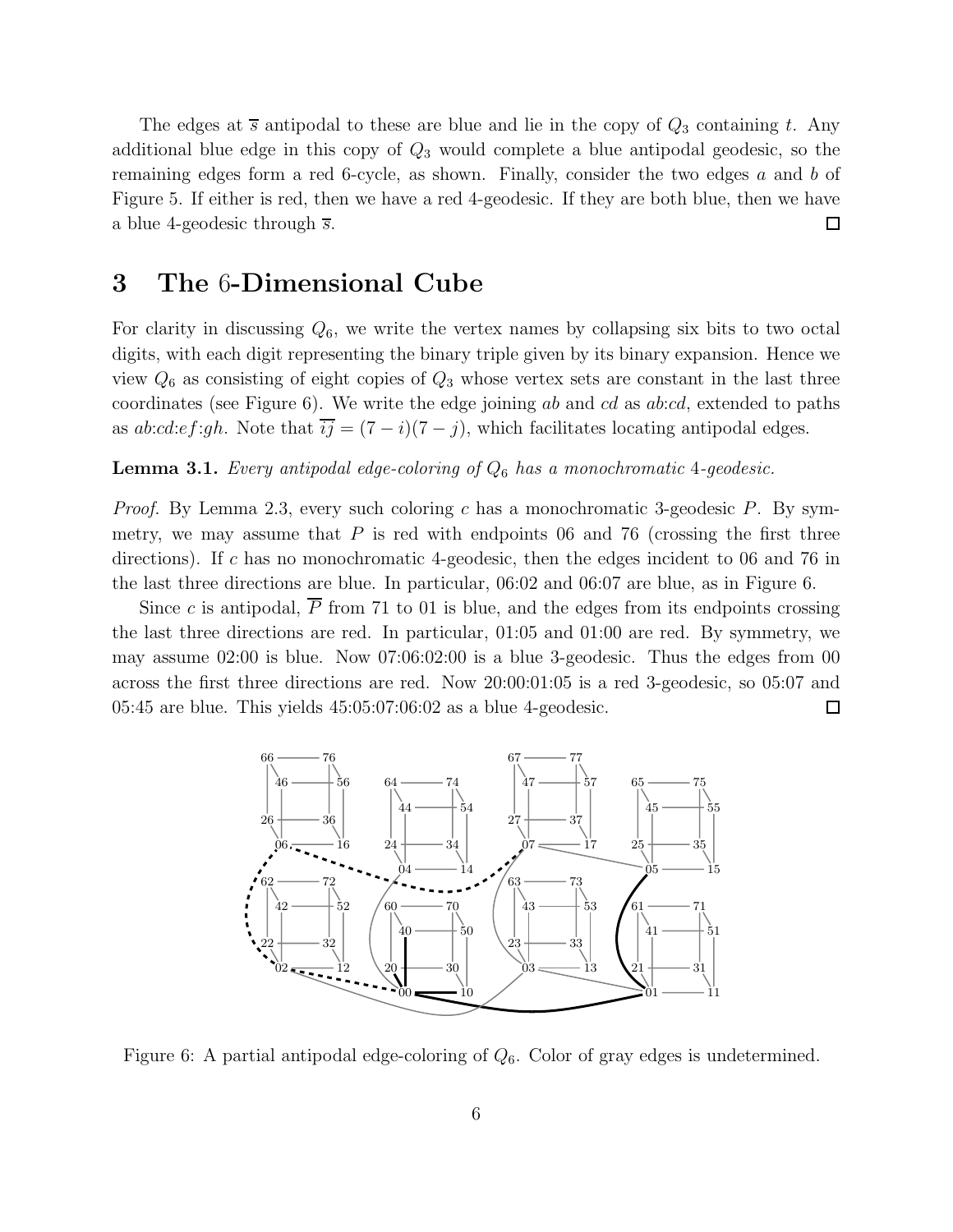The edges at $\overline{s}$ antipodal to these are blue and lie in the copy of $Q_3$ containing $t$. Any additional blue edge in this copy of $Q_3$ would complete a blue antipodal geodesic, so the remaining edges form a red 6-cycle, as shown. Finally, consider the two edges $a$ and $b$ of Figure 5. If either is red, then we have a red 4-geodesic. If they are both blue, then we have a blue 4-geodesic through $\overline{s}$. □

## 3 The 6-Dimensional Cube

For clarity in discussing $Q_6$, we write the vertex names by collapsing six bits to two octal digits, with each digit representing the binary triple given by its binary expansion. Hence we view $Q_6$ as consisting of eight copies of $Q_3$ whose vertex sets are constant in the last three coordinates (see Figure 6). We write the edge joining $ab$ and $cd$ as $ab$:$cd$, extended to paths as $ab$:$cd$:$ef$:$gh$. Note that $\overline{ij} = (7-i)(7-j)$, which facilitates locating antipodal edges.

**Lemma 3.1.** *Every antipodal edge-coloring of $Q_6$ has a monochromatic 4-geodesic.*

*Proof.* By Lemma 2.3, every such coloring $c$ has a monochromatic 3-geodesic $P$. By symmetry, we may assume that $P$ is red with endpoints 06 and 76 (crossing the first three directions). If $c$ has no monochromatic 4-geodesic, then the edges incident to 06 and 76 in the last three directions are blue. In particular, 06:02 and 06:07 are blue, as in Figure 6.

Since $c$ is antipodal, $\overline{P}$ from 71 to 01 is blue, and the edges from its endpoints crossing the last three directions are red. In particular, 01:05 and 01:00 are red. By symmetry, we may assume 02:00 is blue. Now 07:06:02:00 is a blue 3-geodesic. Thus the edges from 00 across the first three directions are red. Now 20:00:01:05 is a red 3-geodesic, so 05:07 and 05:45 are blue. This yields 45:05:07:06:02 as a blue 4-geodesic. □

Figure 6: A partial antipodal edge-coloring of $Q_6$. Color of gray edges is undetermined.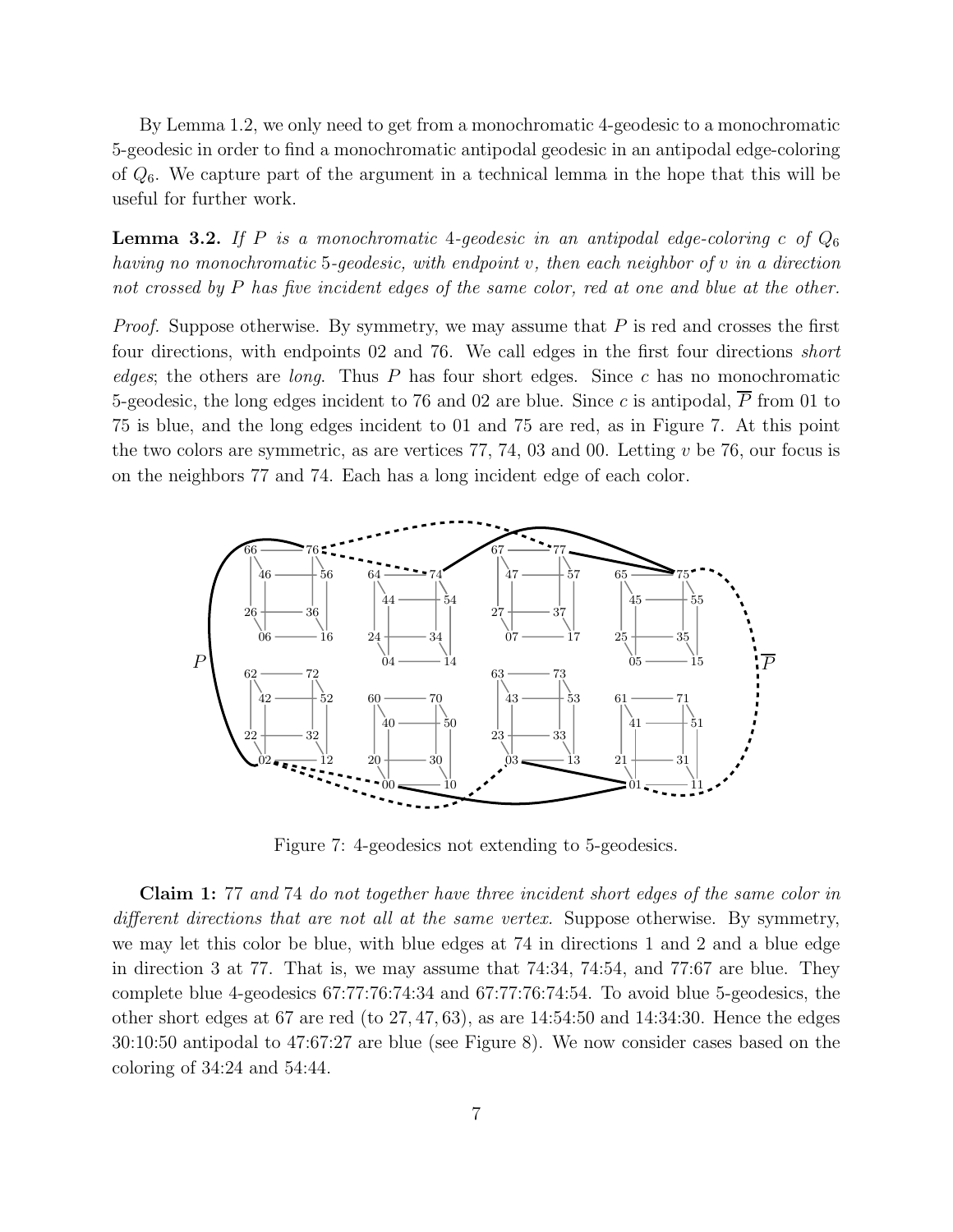By Lemma 1.2, we only need to get from a monochromatic 4-geodesic to a monochromatic 5-geodesic in order to find a monochromatic antipodal geodesic in an antipodal edge-coloring of $Q_6$. We capture part of the argument in a technical lemma in the hope that this will be useful for further work.

**Lemma 3.2.** *If $P$ is a monochromatic 4-geodesic in an antipodal edge-coloring $c$ of $Q_6$ having no monochromatic 5-geodesic, with endpoint $v$, then each neighbor of $v$ in a direction not crossed by $P$ has five incident edges of the same color, red at one and blue at the other.*

*Proof.* Suppose otherwise. By symmetry, we may assume that $P$ is red and crosses the first four directions, with endpoints 02 and 76. We call edges in the first four directions *short edges*; the others are *long*. Thus $P$ has four short edges. Since $c$ has no monochromatic 5-geodesic, the long edges incident to 76 and 02 are blue. Since $c$ is antipodal, $\overline{P}$ from 01 to 75 is blue, and the long edges incident to 01 and 75 are red, as in Figure 7. At this point the two colors are symmetric, as are vertices 77, 74, 03 and 00. Letting $v$ be 76, our focus is on the neighbors 77 and 74. Each has a long incident edge of each color.

Figure 7: 4-geodesics not extending to 5-geodesics.

**Claim 1:** *77 and 74 do not together have three incident short edges of the same color in different directions that are not all at the same vertex.* Suppose otherwise. By symmetry, we may let this color be blue, with blue edges at 74 in directions 1 and 2 and a blue edge in direction 3 at 77. That is, we may assume that 74:34, 74:54, and 77:67 are blue. They complete blue 4-geodesics 67:77:76:74:34 and 67:77:76:74:54. To avoid blue 5-geodesics, the other short edges at 67 are red (to $27, 47, 63$), as are 14:54:50 and 14:34:30. Hence the edges 30:10:50 antipodal to 47:67:27 are blue (see Figure 8). We now consider cases based on the coloring of 34:24 and 54:44.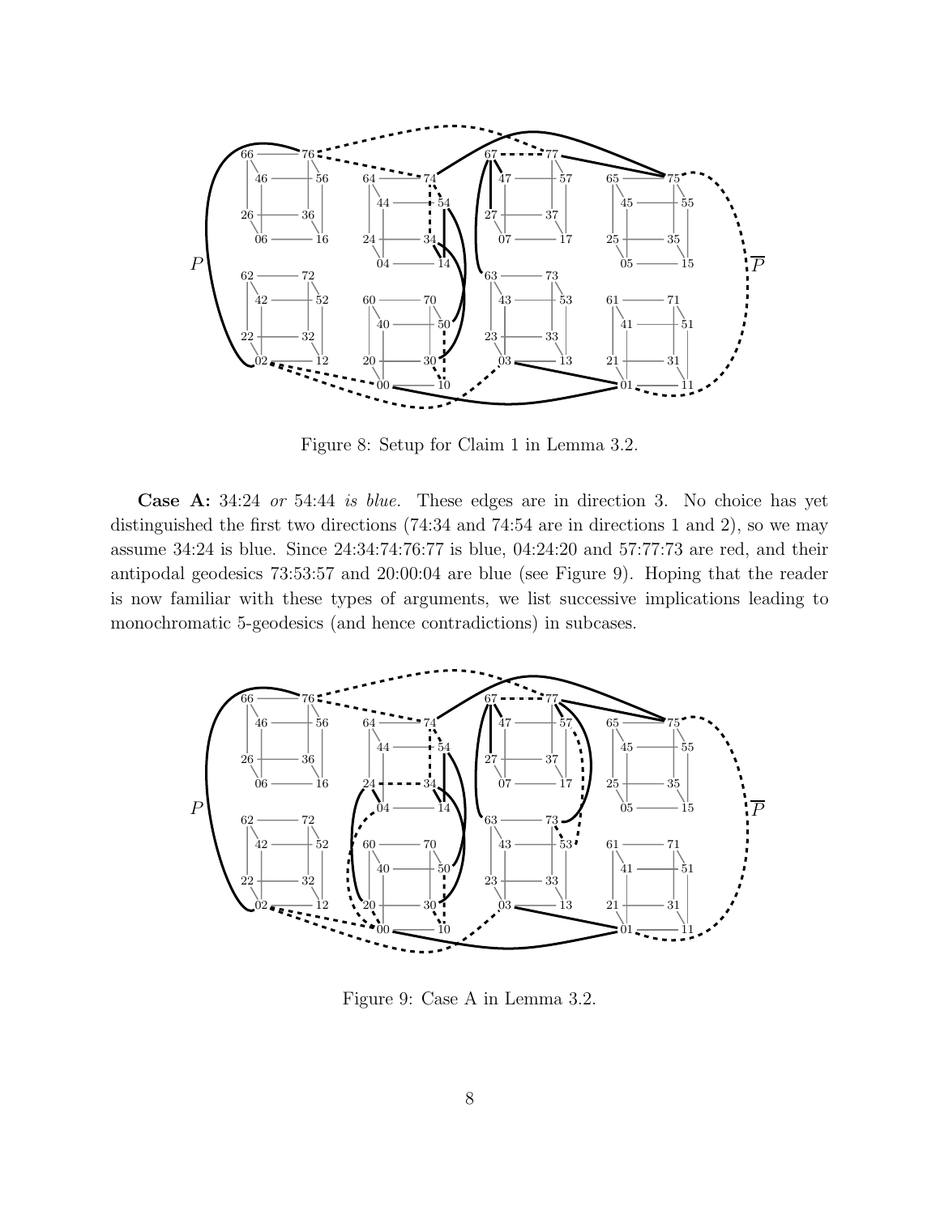Figure 8: Setup for Claim 1 in Lemma 3.2.

**Case A:** 34:24 *or* 54:44 *is blue.* These edges are in direction 3. No choice has yet distinguished the first two directions (74:34 and 74:54 are in directions 1 and 2), so we may assume 34:24 is blue. Since 24:34:74:76:77 is blue, 04:24:20 and 57:77:73 are red, and their antipodal geodesics 73:53:57 and 20:00:04 are blue (see Figure 9). Hoping that the reader is now familiar with these types of arguments, we list successive implications leading to monochromatic 5-geodesics (and hence contradictions) in subcases.

Figure 9: Case A in Lemma 3.2.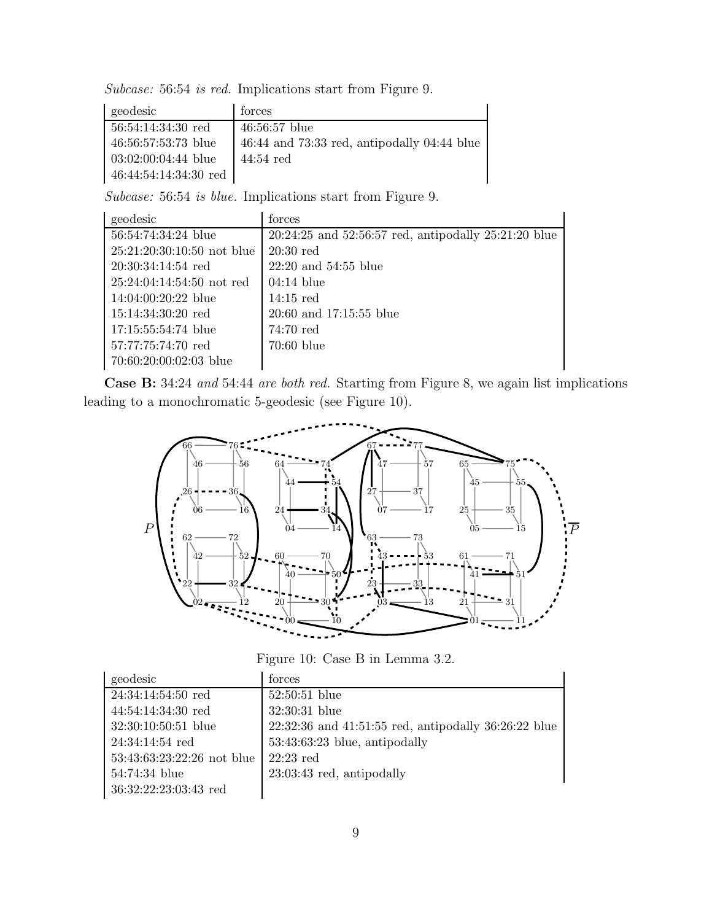*Subcase:* 56:54 *is red.* Implications start from Figure 9.

| geodesic | forces |
|---|---|
| 56:54:14:34:30 red | 46:56:57 blue |
| 46:56:57:53:73 blue | 46:44 and 73:33 red, antipodally 04:44 blue |
| 03:02:00:04:44 blue | 44:54 red |
| 46:44:54:14:34:30 red | |

*Subcase:* 56:54 *is blue.* Implications start from Figure 9.

| geodesic | forces |
|---|---|
| 56:54:74:34:24 blue | 20:24:25 and 52:56:57 red, antipodally 25:21:20 blue |
| 25:21:20:30:10:50 not blue | 20:30 red |
| 20:30:34:14:54 red | 22:20 and 54:55 blue |
| 25:24:04:14:54:50 not red | 04:14 blue |
| 14:04:00:20:22 blue | 14:15 red |
| 15:14:34:30:20 red | 20:60 and 17:15:55 blue |
| 17:15:55:54:74 blue | 74:70 red |
| 57:77:75:74:70 red | 70:60 blue |
| 70:60:20:00:02:03 blue | |

**Case B:** 34:24 *and* 54:44 *are both red.* Starting from Figure 8, we again list implications leading to a monochromatic 5-geodesic (see Figure 10).

Figure 10: Case B in Lemma 3.2.

| geodesic | forces |
|---|---|
| 24:34:14:54:50 red | 52:50:51 blue |
| 44:54:14:34:30 red | 32:30:31 blue |
| 32:30:10:50:51 blue | 22:32:36 and 41:51:55 red, antipodally 36:26:22 blue |
| 24:34:14:54 red | 53:43:63:23 blue, antipodally |
| 53:43:63:23:22:26 not blue | 22:23 red |
| 54:74:34 blue | 23:03:43 red, antipodally |
| 36:32:22:23:03:43 red | |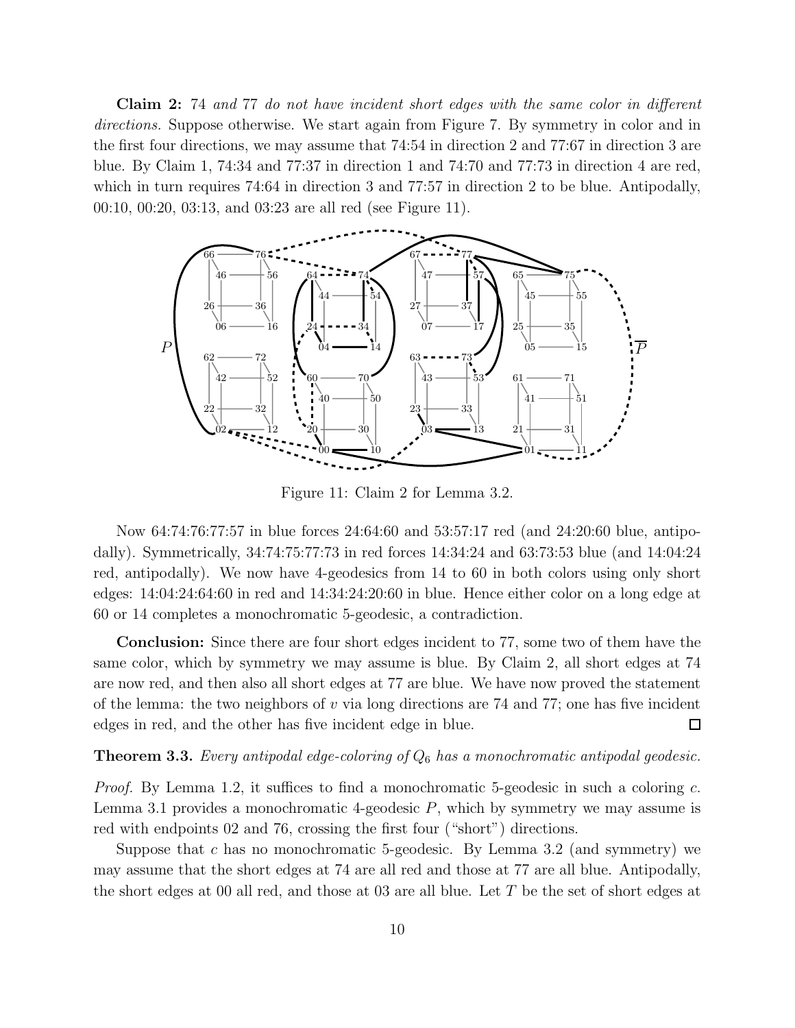**Claim 2:** 74 *and* 77 *do not have incident short edges with the same color in different directions.* Suppose otherwise. We start again from Figure 7. By symmetry in color and in the first four directions, we may assume that 74:54 in direction 2 and 77:67 in direction 3 are blue. By Claim 1, 74:34 and 77:37 in direction 1 and 74:70 and 77:73 in direction 4 are red, which in turn requires 74:64 in direction 3 and 77:57 in direction 2 to be blue. Antipodally, 00:10, 00:20, 03:13, and 03:23 are all red (see Figure 11).

Figure 11: Claim 2 for Lemma 3.2.

Now 64:74:76:77:57 in blue forces 24:64:60 and 53:57:17 red (and 24:20:60 blue, antipodally). Symmetrically, 34:74:75:77:73 in red forces 14:34:24 and 63:73:53 blue (and 14:04:24 red, antipodally). We now have 4-geodesics from 14 to 60 in both colors using only short edges: 14:04:24:64:60 in red and 14:34:24:20:60 in blue. Hence either color on a long edge at 60 or 14 completes a monochromatic 5-geodesic, a contradiction.

**Conclusion:** Since there are four short edges incident to 77, some two of them have the same color, which by symmetry we may assume is blue. By Claim 2, all short edges at 74 are now red, and then also all short edges at 77 are blue. We have now proved the statement of the lemma: the two neighbors of $v$ via long directions are 74 and 77; one has five incident edges in red, and the other has five incident edge in blue. ◻

**Theorem 3.3.** *Every antipodal edge-coloring of $Q_6$ has a monochromatic antipodal geodesic.*

*Proof.* By Lemma 1.2, it suffices to find a monochromatic 5-geodesic in such a coloring $c$. Lemma 3.1 provides a monochromatic 4-geodesic $P$, which by symmetry we may assume is red with endpoints 02 and 76, crossing the first four ("short") directions.

Suppose that $c$ has no monochromatic 5-geodesic. By Lemma 3.2 (and symmetry) we may assume that the short edges at 74 are all red and those at 77 are all blue. Antipodally, the short edges at 00 all red, and those at 03 are all blue. Let $T$ be the set of short edges at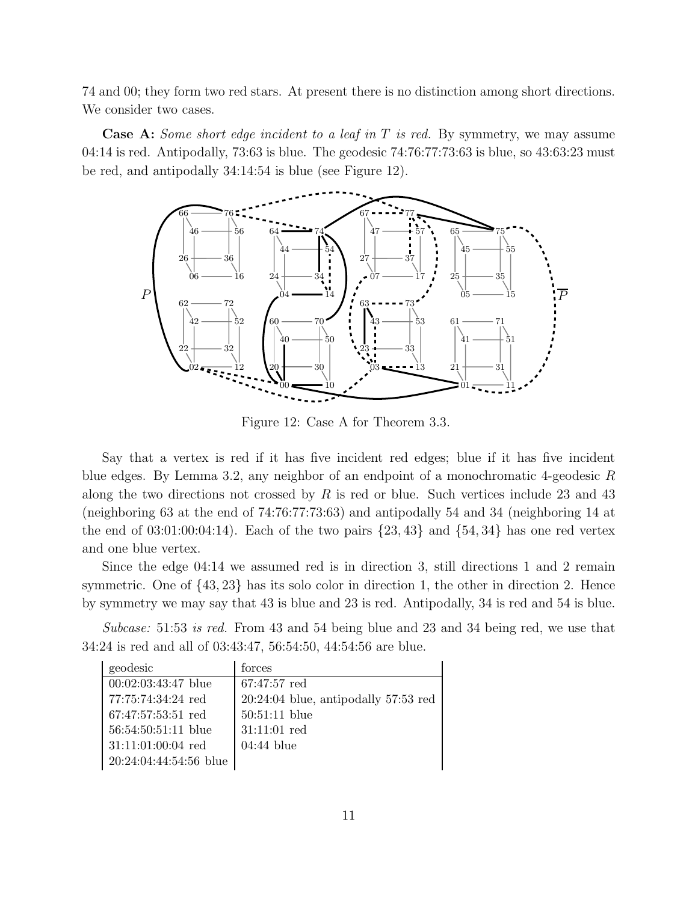74 and 00; they form two red stars. At present there is no distinction among short directions. We consider two cases.

**Case A:** *Some short edge incident to a leaf in $T$ is red.* By symmetry, we may assume 04:14 is red. Antipodally, 73:63 is blue. The geodesic 74:76:77:73:63 is blue, so 43:63:23 must be red, and antipodally 34:14:54 is blue (see Figure 12).

Figure 12: Case A for Theorem 3.3.

Say that a vertex is red if it has five incident red edges; blue if it has five incident blue edges. By Lemma 3.2, any neighbor of an endpoint of a monochromatic 4-geodesic $R$ along the two directions not crossed by $R$ is red or blue. Such vertices include 23 and 43 (neighboring 63 at the end of 74:76:77:73:63) and antipodally 54 and 34 (neighboring 14 at the end of 03:01:00:04:14). Each of the two pairs $\{23, 43\}$ and $\{54, 34\}$ has one red vertex and one blue vertex.

Since the edge 04:14 we assumed red is in direction 3, still directions 1 and 2 remain symmetric. One of $\{43, 23\}$ has its solo color in direction 1, the other in direction 2. Hence by symmetry we may say that 43 is blue and 23 is red. Antipodally, 34 is red and 54 is blue.

*Subcase: 51:53 is red.* From 43 and 54 being blue and 23 and 34 being red, we use that 34:24 is red and all of 03:43:47, 56:54:50, 44:54:56 are blue.

| geodesic | forces |
|---|---|
| 00:02:03:43:47 blue | 67:47:57 red |
| 77:75:74:34:24 red | 20:24:04 blue, antipodally 57:53 red |
| 67:47:57:53:51 red | 50:51:11 blue |
| 56:54:50:51:11 blue | 31:11:01 red |
| 31:11:01:00:04 red | 04:44 blue |
| 20:24:04:44:54:56 blue | |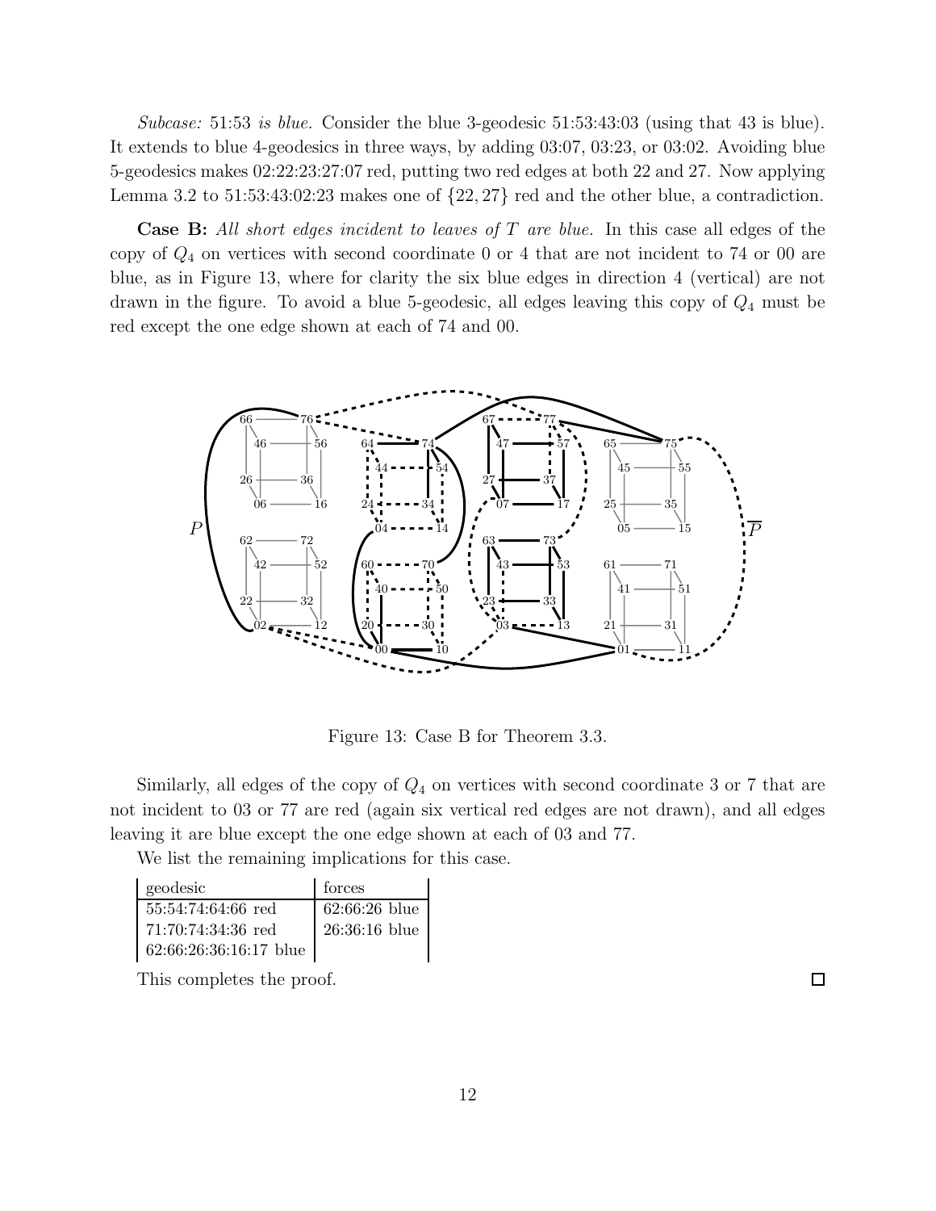*Subcase:* 51:53 *is blue.* Consider the blue 3-geodesic 51:53:43:03 (using that 43 is blue). It extends to blue 4-geodesics in three ways, by adding 03:07, 03:23, or 03:02. Avoiding blue 5-geodesics makes 02:22:23:27:07 red, putting two red edges at both 22 and 27. Now applying Lemma 3.2 to 51:53:43:02:23 makes one of $\{22, 27\}$ red and the other blue, a contradiction.

**Case B:** *All short edges incident to leaves of $T$ are blue.* In this case all edges of the copy of $Q_4$ on vertices with second coordinate 0 or 4 that are not incident to 74 or 00 are blue, as in Figure 13, where for clarity the six blue edges in direction 4 (vertical) are not drawn in the figure. To avoid a blue 5-geodesic, all edges leaving this copy of $Q_4$ must be red except the one edge shown at each of 74 and 00.

Figure 13: Case B for Theorem 3.3.

Similarly, all edges of the copy of $Q_4$ on vertices with second coordinate 3 or 7 that are not incident to 03 or 77 are red (again six vertical red edges are not drawn), and all edges leaving it are blue except the one edge shown at each of 03 and 77.

We list the remaining implications for this case.

| geodesic | forces |
|---|---|
| 55:54:74:64:66 red | 62:66:26 blue |
| 71:70:74:34:36 red | 26:36:16 blue |
| 62:66:26:36:16:17 blue | |

This completes the proof. □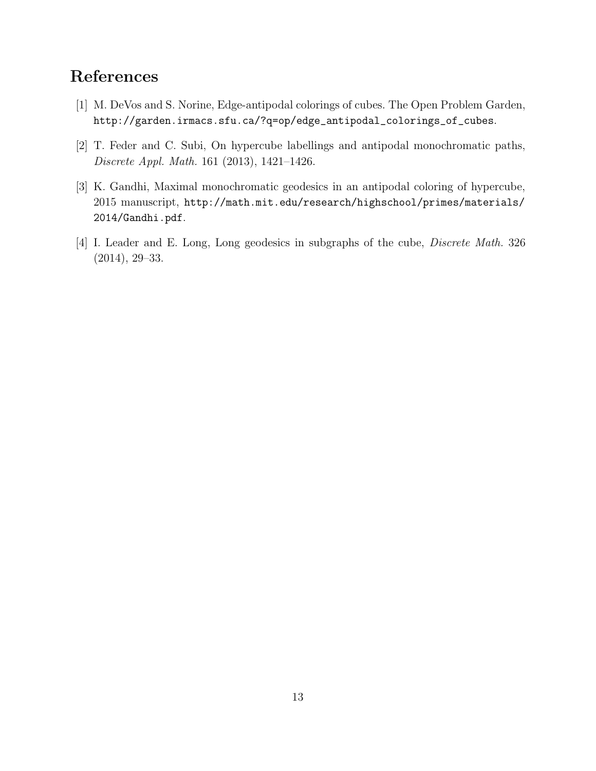# References

[1] M. DeVos and S. Norine, Edge-antipodal colorings of cubes. The Open Problem Garden, http://garden.irmacs.sfu.ca/?q=op/edge_antipodal_colorings_of_cubes.

[2] T. Feder and C. Subi, On hypercube labellings and antipodal monochromatic paths, *Discrete Appl. Math.* 161 (2013), 1421–1426.

[3] K. Gandhi, Maximal monochromatic geodesics in an antipodal coloring of hypercube, 2015 manuscript, http://math.mit.edu/research/highschool/primes/materials/2014/Gandhi.pdf.

[4] I. Leader and E. Long, Long geodesics in subgraphs of the cube, *Discrete Math.* 326 (2014), 29–33.